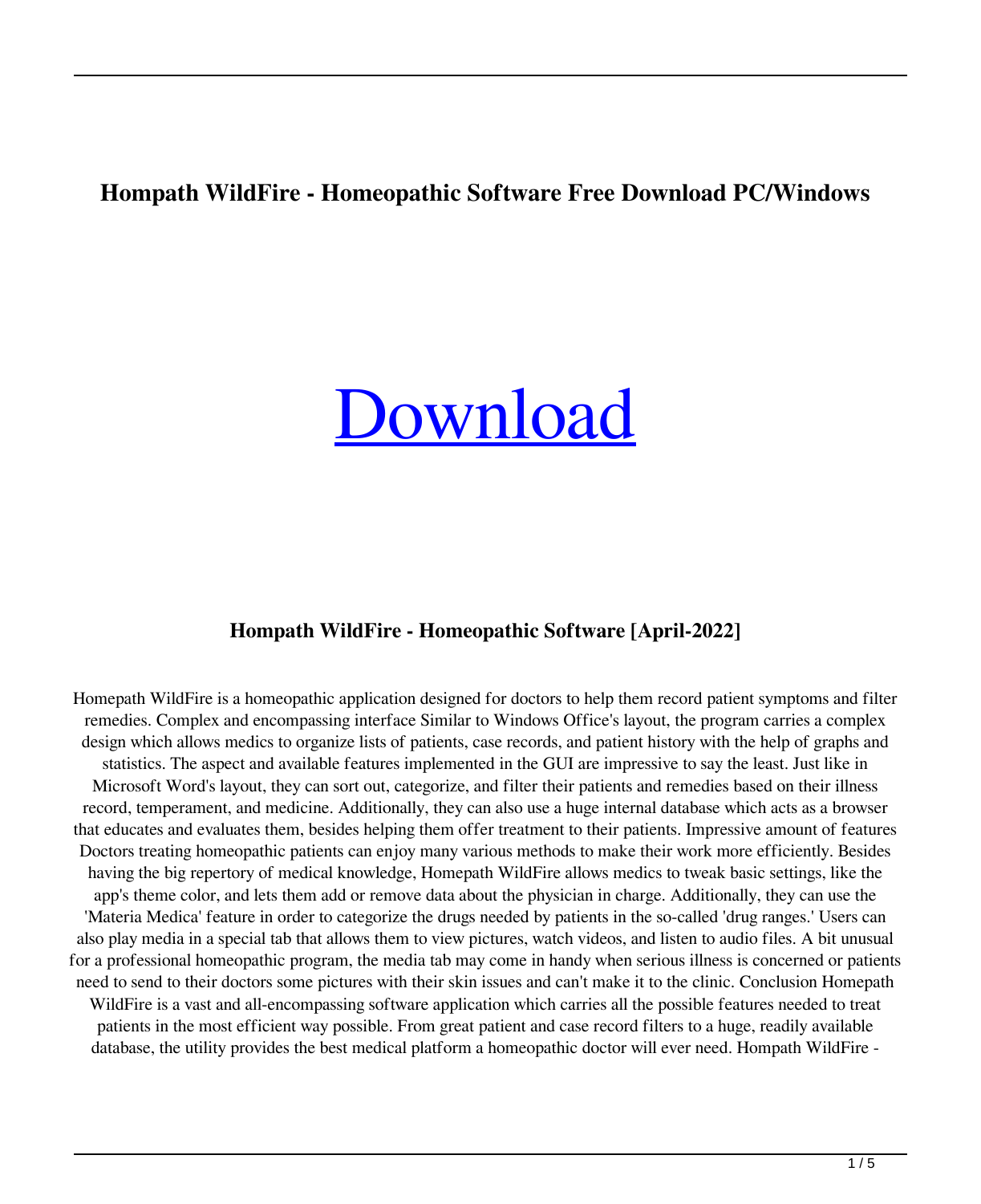# Hompath WildFire - Homeopathic Software Free Download PC/Windows

[Download]

## Hompath WildFire - Homeopathic Software [April-2022]

Homepath WildFire is a homeopathic application designed for doctors to help them record patient symptoms and filter remedies. Complex and encompassing interface Similar to Windows Office's layout, the program carries a complex design which allows medics to organize lists of patients, case records, and patient history with the help of graphs and statistics. The aspect and available features implemented in the GUI are impressive to say the least. Just like in Microsoft Word's layout, they can sort out, categorize, and filter their patients and remedies based on their illness record, temperament, and medicine. Additionally, they can also use a huge internal database which acts as a browser that educates and evaluates them, besides helping them offer treatment to their patients. Impressive amount of features Doctors treating homeopathic patients can enjoy many various methods to make their work more efficiently. Besides having the big repertory of medical knowledge, Homepath WildFire allows medics to tweak basic settings, like the app's theme color, and lets them add or remove data about the physician in charge. Additionally, they can use the 'Materia Medica' feature in order to categorize the drugs needed by patients in the so-called 'drug ranges.' Users can also play media in a special tab that allows them to view pictures, watch videos, and listen to audio files. A bit unusual for a professional homeopathic program, the media tab may come in handy when serious illness is concerned or patients need to send to their doctors some pictures with their skin issues and can't make it to the clinic. Conclusion Homepath WildFire is a vast and all-encompassing software application which carries all the possible features needed to treat patients in the most efficient way possible. From great patient and case record filters to a huge, readily available database, the utility provides the best medical platform a homeopathic doctor will ever need. Hompath WildFire -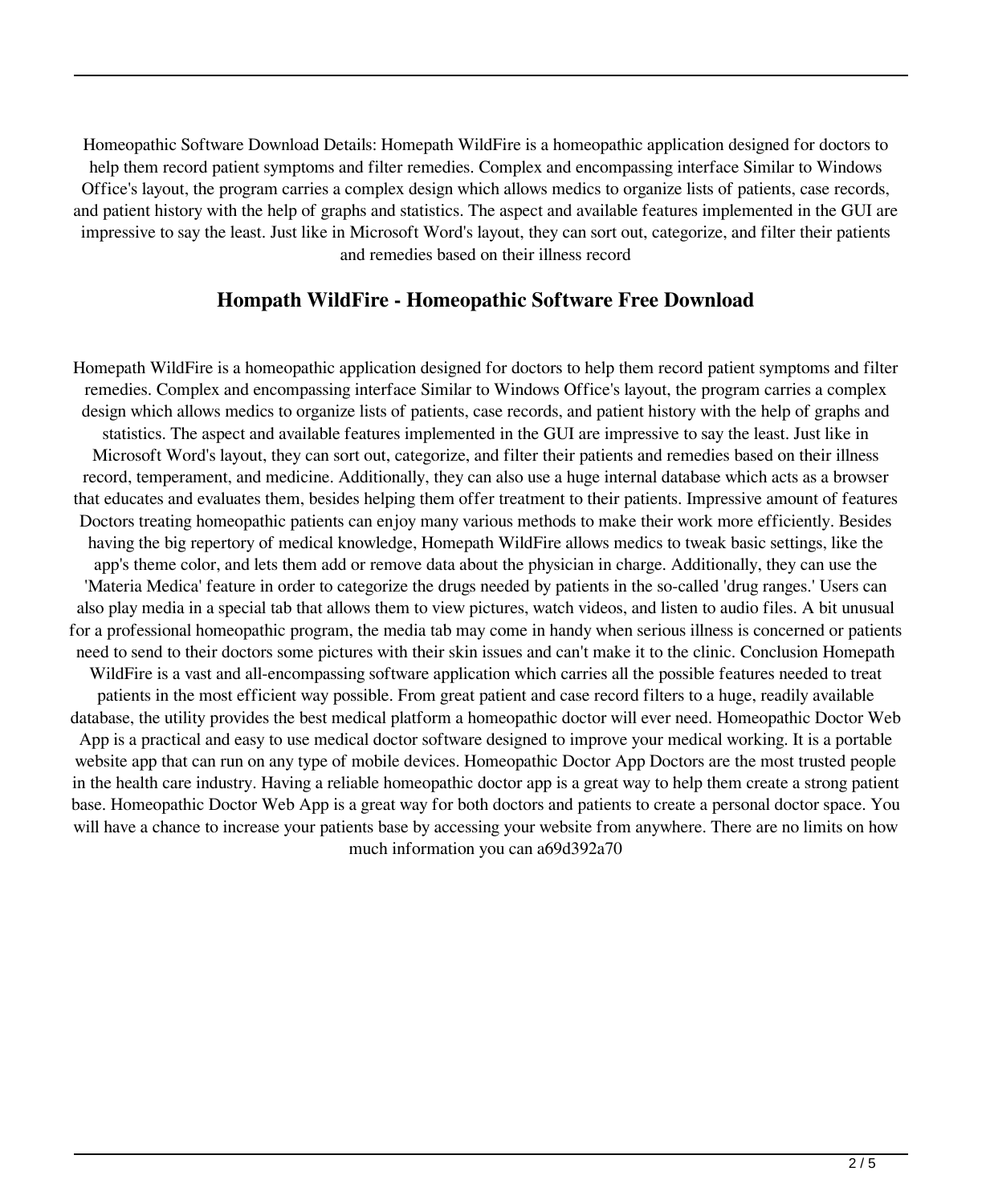Homeopathic Software Download Details: Homepath WildFire is a homeopathic application designed for doctors to help them record patient symptoms and filter remedies. Complex and encompassing interface Similar to Windows Office's layout, the program carries a complex design which allows medics to organize lists of patients, case records, and patient history with the help of graphs and statistics. The aspect and available features implemented in the GUI are impressive to say the least. Just like in Microsoft Word's layout, they can sort out, categorize, and filter their patients and remedies based on their illness record

## Hompath WildFire - Homeopathic Software Free Download

Homepath WildFire is a homeopathic application designed for doctors to help them record patient symptoms and filter remedies. Complex and encompassing interface Similar to Windows Office's layout, the program carries a complex design which allows medics to organize lists of patients, case records, and patient history with the help of graphs and statistics. The aspect and available features implemented in the GUI are impressive to say the least. Just like in Microsoft Word's layout, they can sort out, categorize, and filter their patients and remedies based on their illness record, temperament, and medicine. Additionally, they can also use a huge internal database which acts as a browser that educates and evaluates them, besides helping them offer treatment to their patients. Impressive amount of features Doctors treating homeopathic patients can enjoy many various methods to make their work more efficiently. Besides having the big repertory of medical knowledge, Homepath WildFire allows medics to tweak basic settings, like the app's theme color, and lets them add or remove data about the physician in charge. Additionally, they can use the 'Materia Medica' feature in order to categorize the drugs needed by patients in the so-called 'drug ranges.' Users can also play media in a special tab that allows them to view pictures, watch videos, and listen to audio files. A bit unusual for a professional homeopathic program, the media tab may come in handy when serious illness is concerned or patients need to send to their doctors some pictures with their skin issues and can't make it to the clinic. Conclusion Homepath WildFire is a vast and all-encompassing software application which carries all the possible features needed to treat patients in the most efficient way possible. From great patient and case record filters to a huge, readily available database, the utility provides the best medical platform a homeopathic doctor will ever need. Homeopathic Doctor Web App is a practical and easy to use medical doctor software designed to improve your medical working. It is a portable website app that can run on any type of mobile devices. Homeopathic Doctor App Doctors are the most trusted people in the health care industry. Having a reliable homeopathic doctor app is a great way to help them create a strong patient base. Homeopathic Doctor Web App is a great way for both doctors and patients to create a personal doctor space. You will have a chance to increase your patients base by accessing your website from anywhere. There are no limits on how much information you can a69d392a70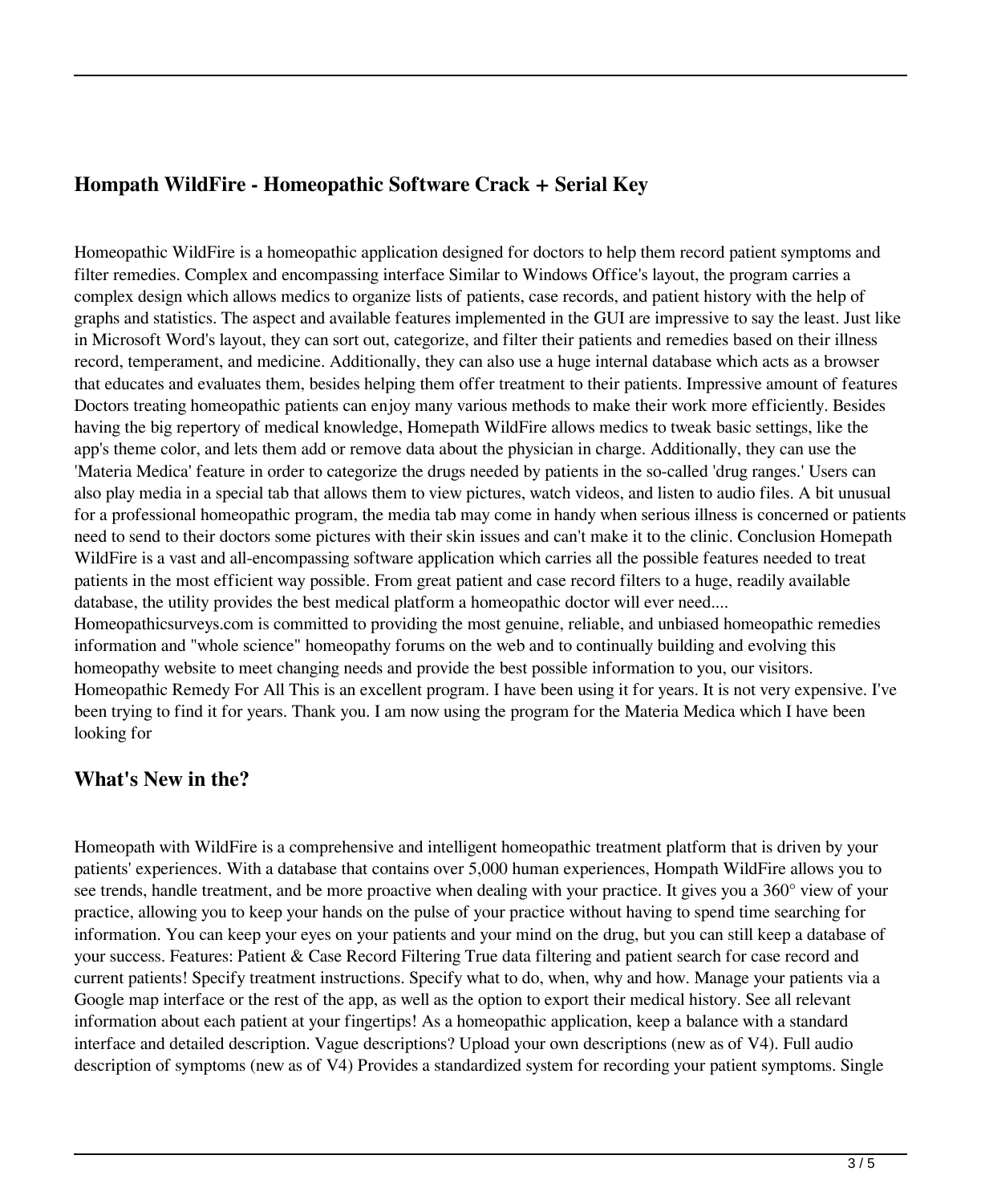## Hompath WildFire - Homeopathic Software Crack + Serial Key

Homeopathic WildFire is a homeopathic application designed for doctors to help them record patient symptoms and filter remedies. Complex and encompassing interface Similar to Windows Office's layout, the program carries a complex design which allows medics to organize lists of patients, case records, and patient history with the help of graphs and statistics. The aspect and available features implemented in the GUI are impressive to say the least. Just like in Microsoft Word's layout, they can sort out, categorize, and filter their patients and remedies based on their illness record, temperament, and medicine. Additionally, they can also use a huge internal database which acts as a browser that educates and evaluates them, besides helping them offer treatment to their patients. Impressive amount of features Doctors treating homeopathic patients can enjoy many various methods to make their work more efficiently. Besides having the big repertory of medical knowledge, Homepath WildFire allows medics to tweak basic settings, like the app's theme color, and lets them add or remove data about the physician in charge. Additionally, they can use the 'Materia Medica' feature in order to categorize the drugs needed by patients in the so-called 'drug ranges.' Users can also play media in a special tab that allows them to view pictures, watch videos, and listen to audio files. A bit unusual for a professional homeopathic program, the media tab may come in handy when serious illness is concerned or patients need to send to their doctors some pictures with their skin issues and can't make it to the clinic. Conclusion Homepath WildFire is a vast and all-encompassing software application which carries all the possible features needed to treat patients in the most efficient way possible. From great patient and case record filters to a huge, readily available database, the utility provides the best medical platform a homeopathic doctor will ever need.... Homeopathicsurveys.com is committed to providing the most genuine, reliable, and unbiased homeopathic remedies information and "whole science" homeopathy forums on the web and to continually building and evolving this homeopathy website to meet changing needs and provide the best possible information to you, our visitors. Homeopathic Remedy For All This is an excellent program. I have been using it for years. It is not very expensive. I've been trying to find it for years. Thank you. I am now using the program for the Materia Medica which I have been looking for

## What's New in the?

Homeopath with WildFire is a comprehensive and intelligent homeopathic treatment platform that is driven by your patients' experiences. With a database that contains over 5,000 human experiences, Hompath WildFire allows you to see trends, handle treatment, and be more proactive when dealing with your practice. It gives you a 360° view of your practice, allowing you to keep your hands on the pulse of your practice without having to spend time searching for information. You can keep your eyes on your patients and your mind on the drug, but you can still keep a database of your success. Features: Patient & Case Record Filtering True data filtering and patient search for case record and current patients! Specify treatment instructions. Specify what to do, when, why and how. Manage your patients via a Google map interface or the rest of the app, as well as the option to export their medical history. See all relevant information about each patient at your fingertips! As a homeopathic application, keep a balance with a standard interface and detailed description. Vague descriptions? Upload your own descriptions (new as of V4). Full audio description of symptoms (new as of V4) Provides a standardized system for recording your patient symptoms. Single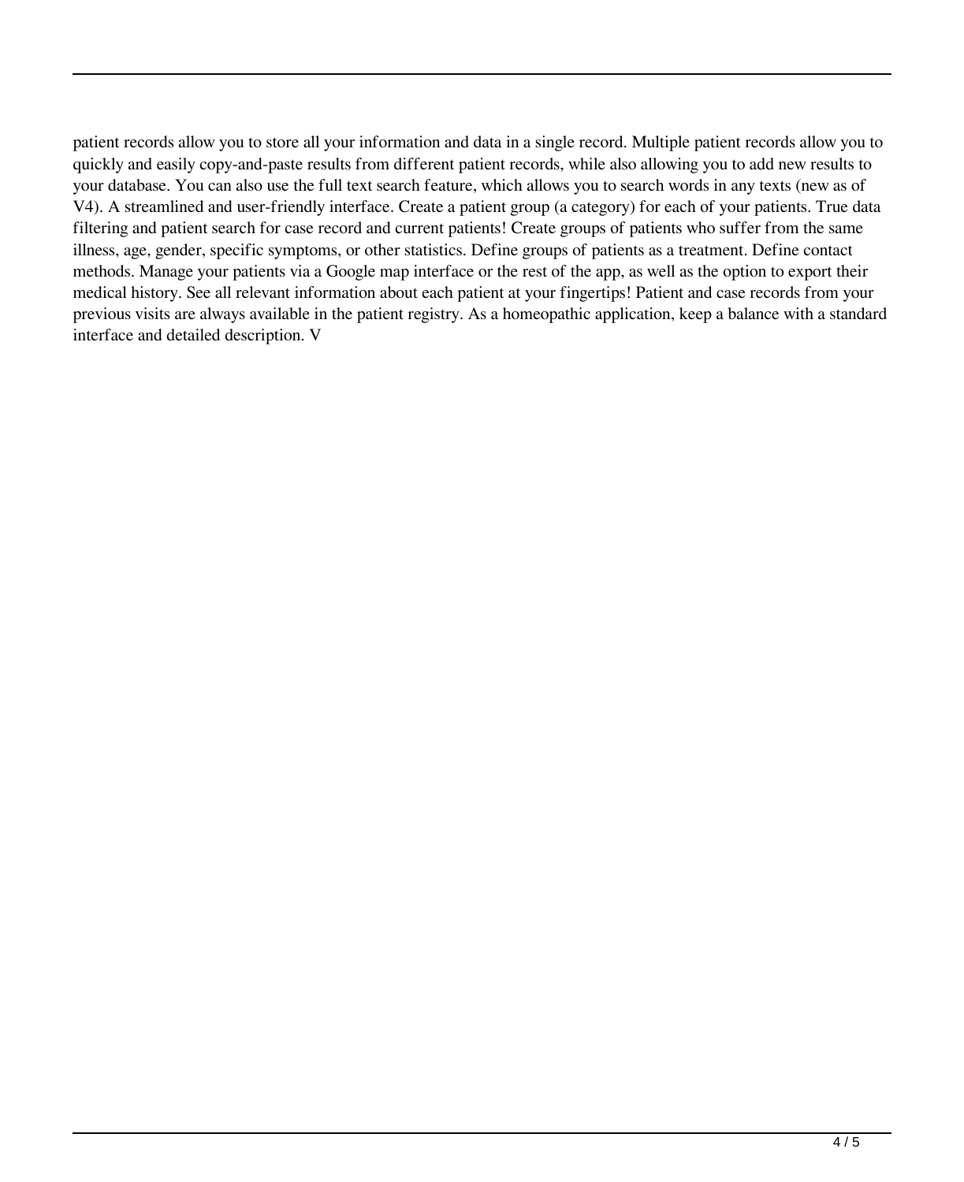patient records allow you to store all your information and data in a single record. Multiple patient records allow you to quickly and easily copy-and-paste results from different patient records, while also allowing you to add new results to your database. You can also use the full text search feature, which allows you to search words in any texts (new as of V4). A streamlined and user-friendly interface. Create a patient group (a category) for each of your patients. True data filtering and patient search for case record and current patients! Create groups of patients who suffer from the same illness, age, gender, specific symptoms, or other statistics. Define groups of patients as a treatment. Define contact methods. Manage your patients via a Google map interface or the rest of the app, as well as the option to export their medical history. See all relevant information about each patient at your fingertips! Patient and case records from your previous visits are always available in the patient registry. As a homeopathic application, keep a balance with a standard interface and detailed description. V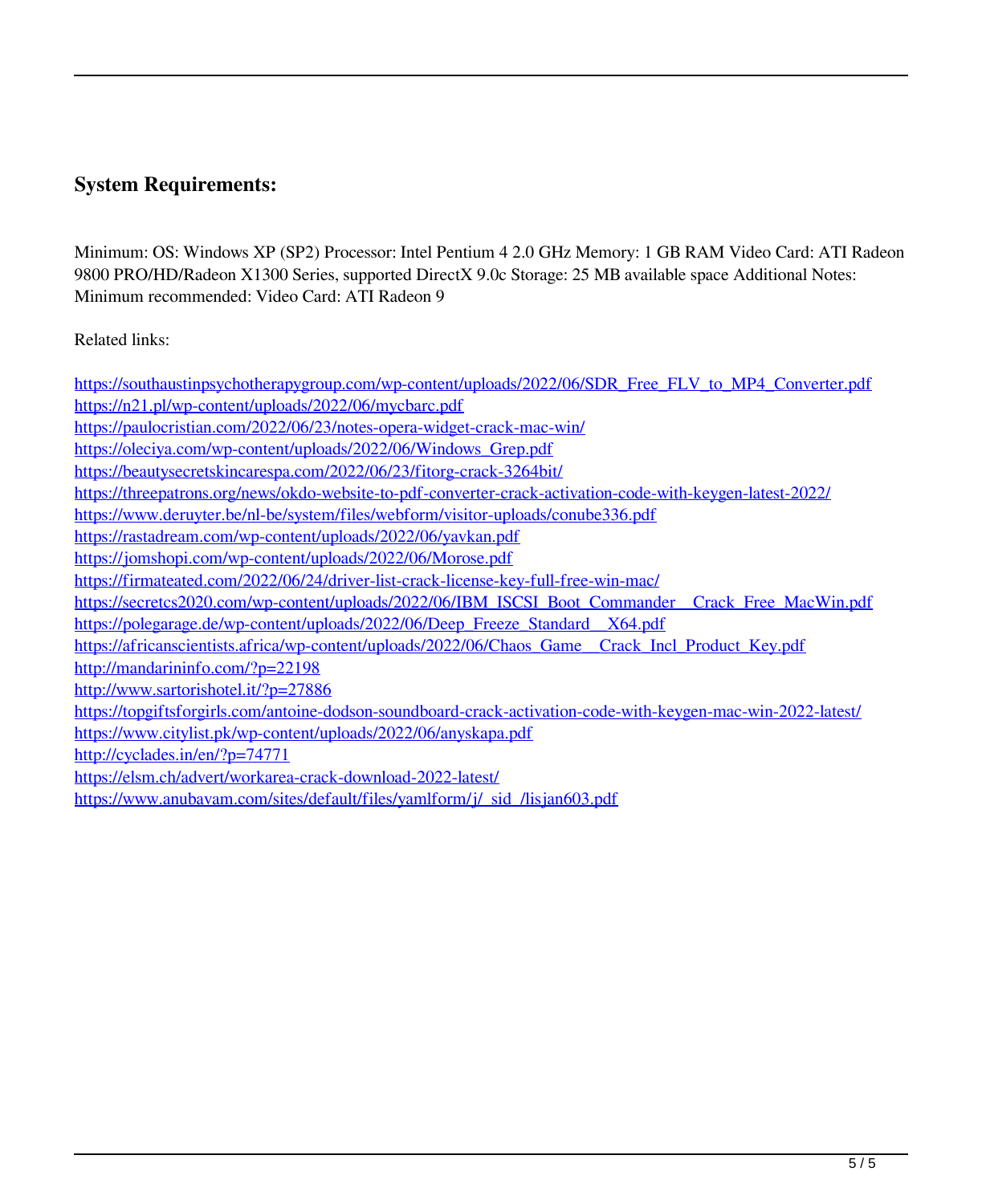## System Requirements:

Minimum: OS: Windows XP (SP2) Processor: Intel Pentium 4 2.0 GHz Memory: 1 GB RAM Video Card: ATI Radeon 9800 PRO/HD/Radeon X1300 Series, supported DirectX 9.0c Storage: 25 MB available space Additional Notes: Minimum recommended: Video Card: ATI Radeon 9

Related links:

https://southaustinpsychotherapygroup.com/wp-content/uploads/2022/06/SDR_Free_FLV_to_MP4_Converter.pdf
https://n21.pl/wp-content/uploads/2022/06/mycbarc.pdf
https://paulocristian.com/2022/06/23/notes-opera-widget-crack-mac-win/
https://oleciya.com/wp-content/uploads/2022/06/Windows_Grep.pdf
https://beautysecretskincarespa.com/2022/06/23/fitorg-crack-3264bit/
https://threepatrons.org/news/okdo-website-to-pdf-converter-crack-activation-code-with-keygen-latest-2022/
https://www.deruyter.be/nl-be/system/files/webform/visitor-uploads/conube336.pdf
https://rastadream.com/wp-content/uploads/2022/06/yavkan.pdf
https://jomshopi.com/wp-content/uploads/2022/06/Morose.pdf
https://firmateated.com/2022/06/24/driver-list-crack-license-key-full-free-win-mac/
https://secretcs2020.com/wp-content/uploads/2022/06/IBM_ISCSI_Boot_Commander__Crack_Free_MacWin.pdf
https://polegarage.de/wp-content/uploads/2022/06/Deep_Freeze_Standard__X64.pdf
https://africanscientists.africa/wp-content/uploads/2022/06/Chaos_Game__Crack_Incl_Product_Key.pdf
http://mandarininfo.com/?p=22198
http://www.sartorishotel.it/?p=27886
https://topgiftsforgirls.com/antoine-dodson-soundboard-crack-activation-code-with-keygen-mac-win-2022-latest/
https://www.citylist.pk/wp-content/uploads/2022/06/anyskapa.pdf
http://cyclades.in/en/?p=74771
https://elsm.ch/advert/workarea-crack-download-2022-latest/
https://www.anubavam.com/sites/default/files/yamlform/j/_sid_/lisjan603.pdf